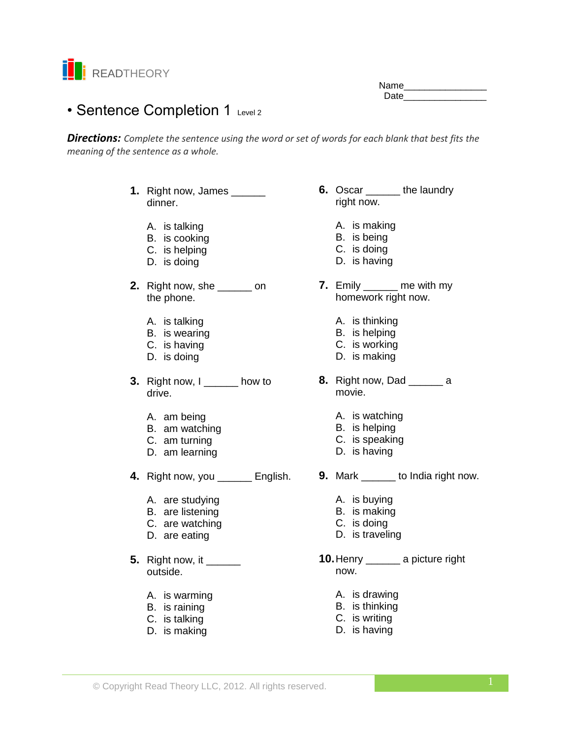READTHEORY

Name________________
Date________________

# • Sentence Completion 1 Level 2

***Directions:*** *Complete the sentence using the word or set of words for each blank that best fits the meaning of the sentence as a whole.*

**1.** Right now, James ______ dinner.

A. is talking
B. is cooking
C. is helping
D. is doing

**2.** Right now, she ______ on the phone.

A. is talking
B. is wearing
C. is having
D. is doing

**3.** Right now, I ______ how to drive.

A. am being
B. am watching
C. am turning
D. am learning

**4.** Right now, you ______ English.

A. are studying
B. are listening
C. are watching
D. are eating

**5.** Right now, it ______ outside.

A. is warming
B. is raining
C. is talking
D. is making

**6.** Oscar ______ the laundry right now.

A. is making
B. is being
C. is doing
D. is having

**7.** Emily ______ me with my homework right now.

A. is thinking
B. is helping
C. is working
D. is making

**8.** Right now, Dad ______ a movie.

A. is watching
B. is helping
C. is speaking
D. is having

**9.** Mark ______ to India right now.

A. is buying
B. is making
C. is doing
D. is traveling

**10.** Henry ______ a picture right now.

A. is drawing
B. is thinking
C. is writing
D. is having

© Copyright Read Theory LLC, 2012. All rights reserved.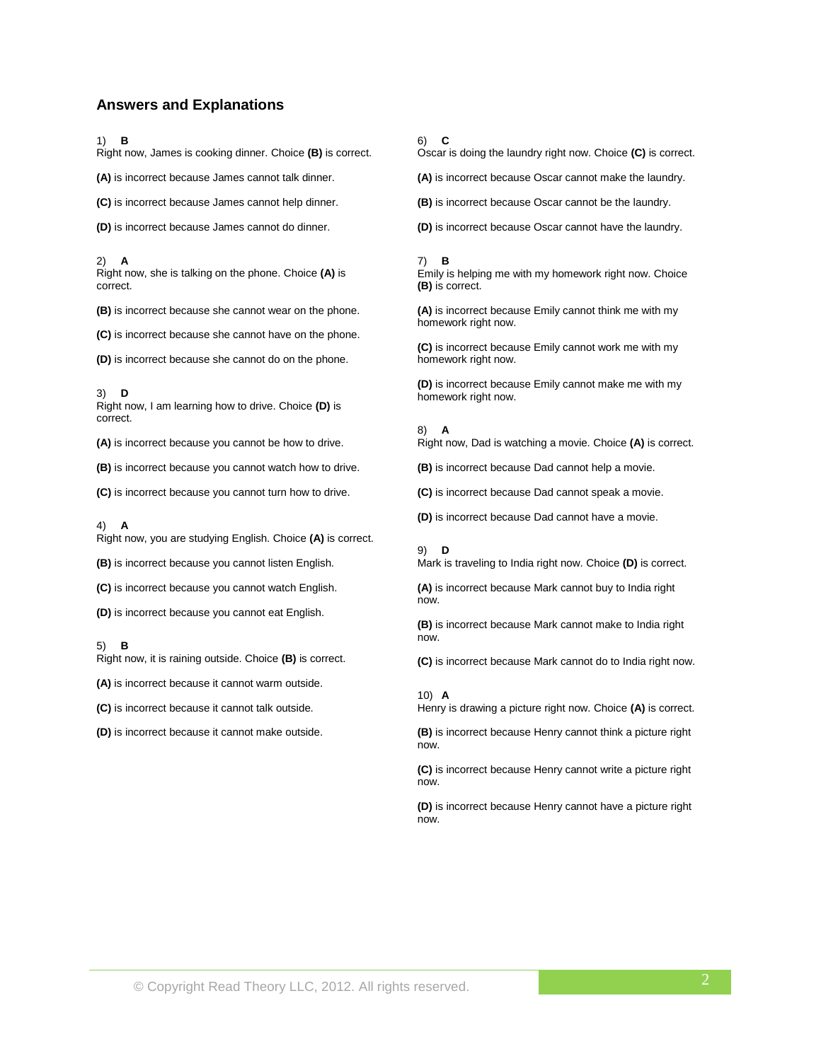## Answers and Explanations

1) **B**
Right now, James is cooking dinner. Choice **(B)** is correct.

**(A)** is incorrect because James cannot talk dinner.

**(C)** is incorrect because James cannot help dinner.

**(D)** is incorrect because James cannot do dinner.

2) **A**
Right now, she is talking on the phone. Choice **(A)** is correct.

**(B)** is incorrect because she cannot wear on the phone.

**(C)** is incorrect because she cannot have on the phone.

**(D)** is incorrect because she cannot do on the phone.

3) **D**
Right now, I am learning how to drive. Choice **(D)** is correct.

**(A)** is incorrect because you cannot be how to drive.

**(B)** is incorrect because you cannot watch how to drive.

**(C)** is incorrect because you cannot turn how to drive.

4) **A**
Right now, you are studying English. Choice **(A)** is correct.

**(B)** is incorrect because you cannot listen English.

**(C)** is incorrect because you cannot watch English.

**(D)** is incorrect because you cannot eat English.

5) **B**
Right now, it is raining outside. Choice **(B)** is correct.

**(A)** is incorrect because it cannot warm outside.

**(C)** is incorrect because it cannot talk outside.

**(D)** is incorrect because it cannot make outside.

6) **C**
Oscar is doing the laundry right now. Choice **(C)** is correct.

**(A)** is incorrect because Oscar cannot make the laundry.

**(B)** is incorrect because Oscar cannot be the laundry.

**(D)** is incorrect because Oscar cannot have the laundry.

7) **B**
Emily is helping me with my homework right now. Choice **(B)** is correct.

**(A)** is incorrect because Emily cannot think me with my homework right now.

**(C)** is incorrect because Emily cannot work me with my homework right now.

**(D)** is incorrect because Emily cannot make me with my homework right now.

8) **A**
Right now, Dad is watching a movie. Choice **(A)** is correct.

**(B)** is incorrect because Dad cannot help a movie.

**(C)** is incorrect because Dad cannot speak a movie.

**(D)** is incorrect because Dad cannot have a movie.

9) **D**
Mark is traveling to India right now. Choice **(D)** is correct.

**(A)** is incorrect because Mark cannot buy to India right now.

**(B)** is incorrect because Mark cannot make to India right now.

**(C)** is incorrect because Mark cannot do to India right now.

10) **A**
Henry is drawing a picture right now. Choice **(A)** is correct.

**(B)** is incorrect because Henry cannot think a picture right now.

**(C)** is incorrect because Henry cannot write a picture right now.

**(D)** is incorrect because Henry cannot have a picture right now.

© Copyright Read Theory LLC, 2012. All rights reserved.